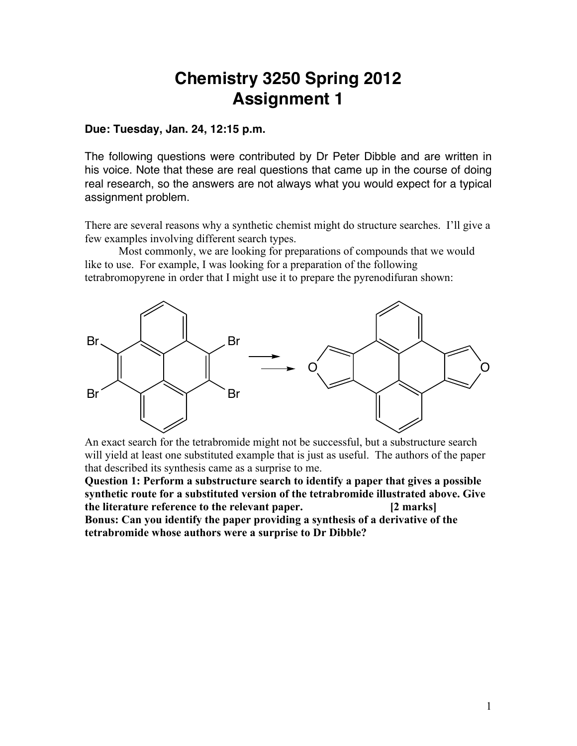# Chemistry 3250 Spring 2012
# Assignment 1

**Due: Tuesday, Jan. 24, 12:15 p.m.**

The following questions were contributed by Dr Peter Dibble and are written in his voice. Note that these are real questions that came up in the course of doing real research, so the answers are not always what you would expect for a typical assignment problem.

There are several reasons why a synthetic chemist might do structure searches. I'll give a few examples involving different search types.

Most commonly, we are looking for preparations of compounds that we would like to use. For example, I was looking for a preparation of the following tetrabromopyrene in order that I might use it to prepare the pyrenodifuran shown:

An exact search for the tetrabromide might not be successful, but a substructure search will yield at least one substituted example that is just as useful. The authors of the paper that described its synthesis came as a surprise to me.

**Question 1: Perform a substructure search to identify a paper that gives a possible synthetic route for a substituted version of the tetrabromide illustrated above. Give the literature reference to the relevant paper. [2 marks]**

**Bonus: Can you identify the paper providing a synthesis of a derivative of the tetrabromide whose authors were a surprise to Dr Dibble?**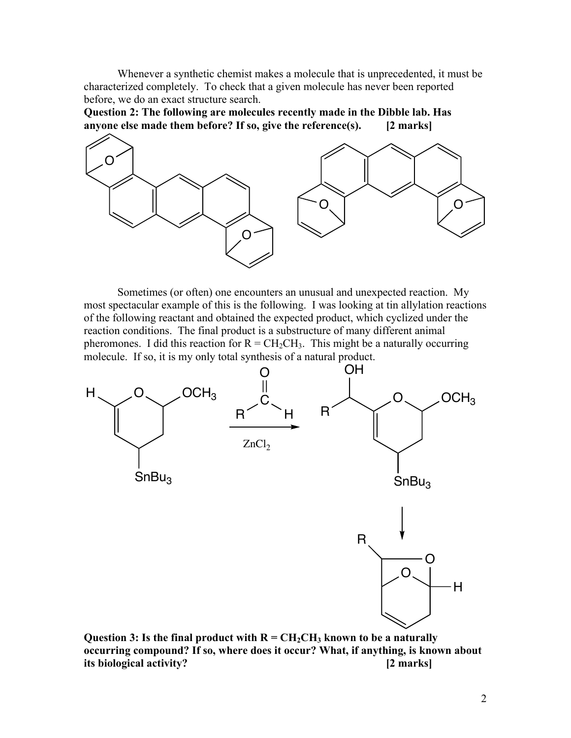Whenever a synthetic chemist makes a molecule that is unprecedented, it must be characterized completely. To check that a given molecule has never been reported before, we do an exact structure search.

**Question 2: The following are molecules recently made in the Dibble lab. Has anyone else made them before? If so, give the reference(s). [2 marks]**

Sometimes (or often) one encounters an unusual and unexpected reaction. My most spectacular example of this is the following. I was looking at tin allylation reactions of the following reactant and obtained the expected product, which cyclized under the reaction conditions. The final product is a substructure of many different animal pheromones. I did this reaction for R = $CH_2CH_3$. This might be a naturally occurring molecule. If so, it is my only total synthesis of a natural product.

**Question 3: Is the final product with R = $CH_2CH_3$ known to be a naturally occurring compound? If so, where does it occur? What, if anything, is known about its biological activity? [2 marks]**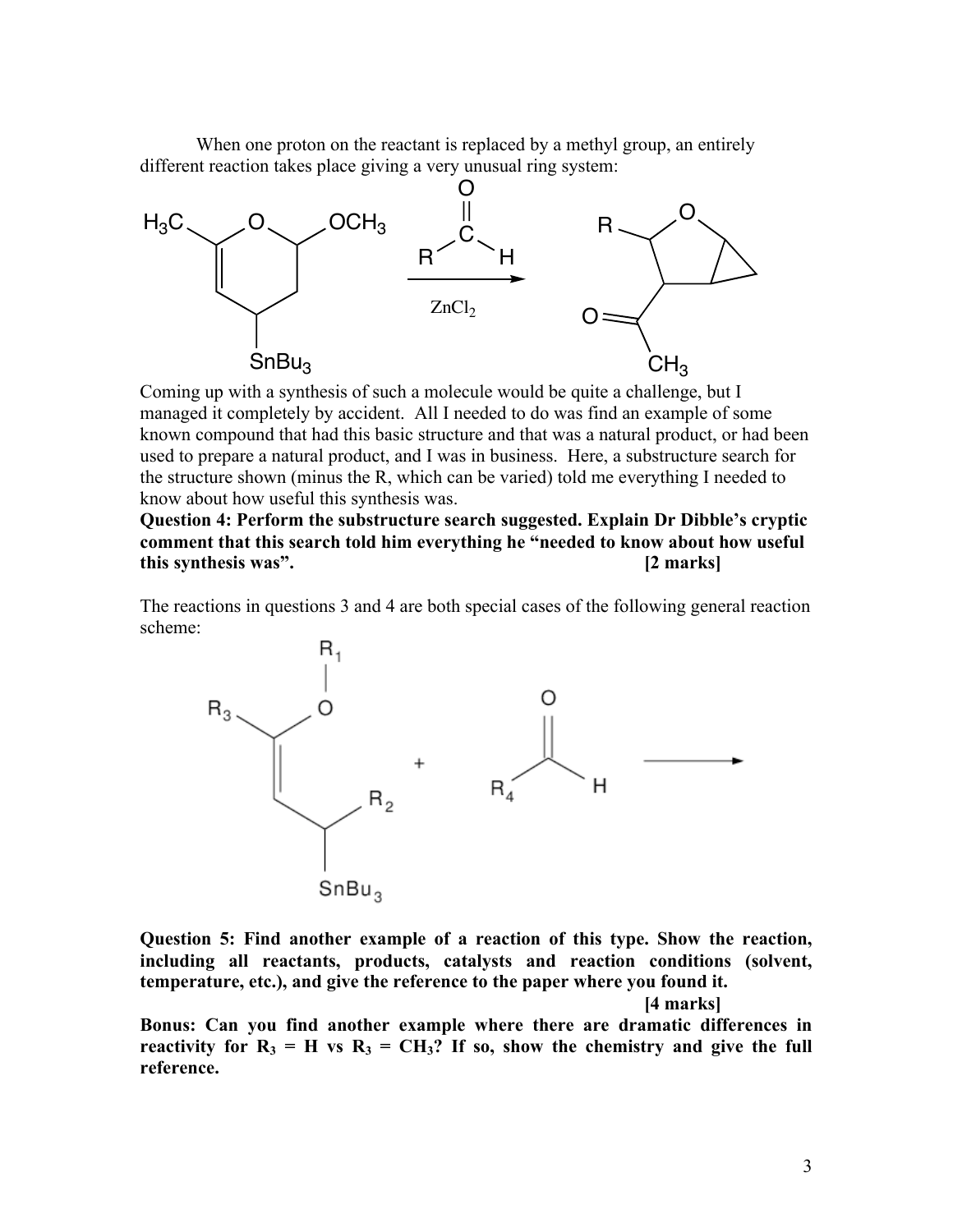When one proton on the reactant is replaced by a methyl group, an entirely different reaction takes place giving a very unusual ring system:

Coming up with a synthesis of such a molecule would be quite a challenge, but I managed it completely by accident. All I needed to do was find an example of some known compound that had this basic structure and that was a natural product, or had been used to prepare a natural product, and I was in business. Here, a substructure search for the structure shown (minus the R, which can be varied) told me everything I needed to know about how useful this synthesis was.

**Question 4: Perform the substructure search suggested. Explain Dr Dibble's cryptic comment that this search told him everything he "needed to know about how useful this synthesis was". [2 marks]**

The reactions in questions 3 and 4 are both special cases of the following general reaction scheme:

**Question 5: Find another example of a reaction of this type. Show the reaction, including all reactants, products, catalysts and reaction conditions (solvent, temperature, etc.), and give the reference to the paper where you found it. [4 marks]**

**Bonus: Can you find another example where there are dramatic differences in reactivity for $R_3$ = H vs $R_3$ = $CH_3$? If so, show the chemistry and give the full reference.**